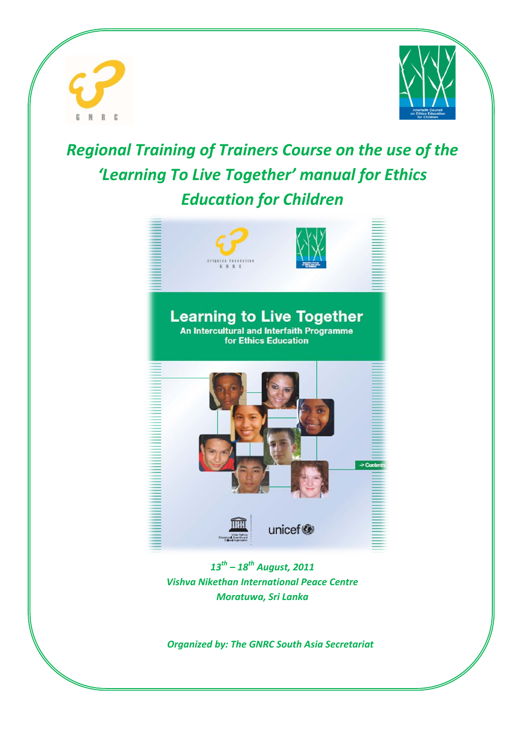# *Regional Training of Trainers Course on the use of the 'Learning To Live Together' manual for Ethics Education for Children*

*13th – 18th August, 2011*
*Vishva Nikethan International Peace Centre*
*Moratuwa, Sri Lanka*

*Organized by: The GNRC South Asia Secretariat*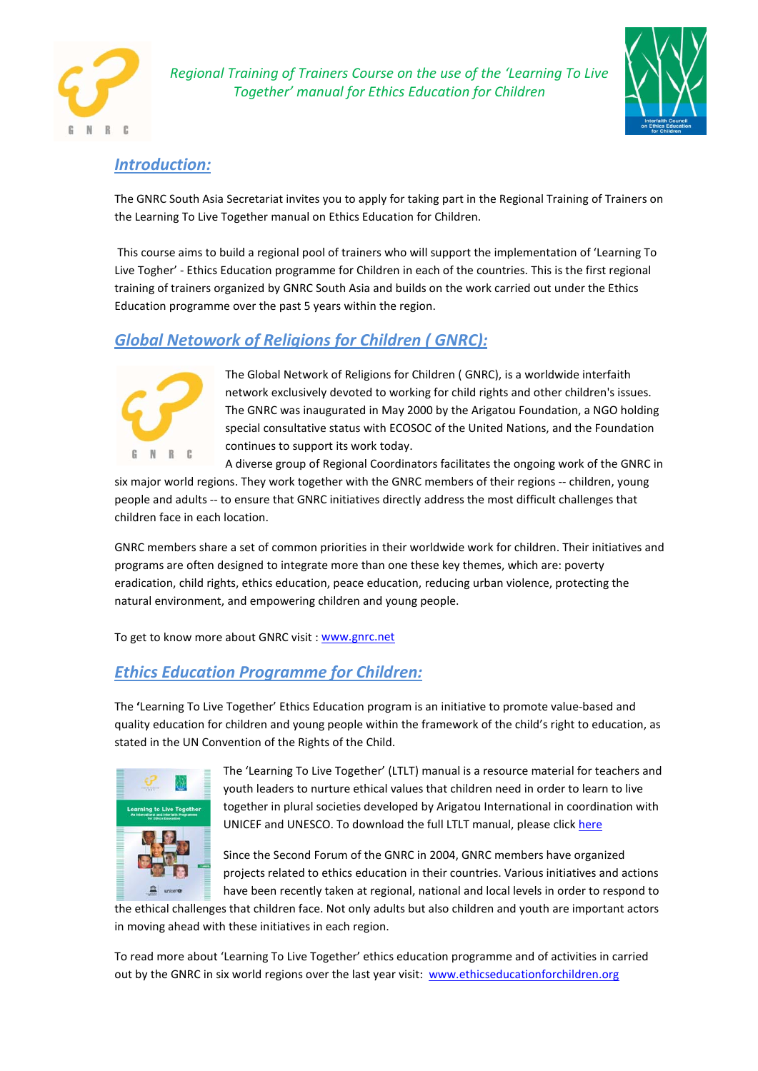*Regional Training of Trainers Course on the use of the 'Learning To Live Together' manual for Ethics Education for Children*

## *Introduction:*

The GNRC South Asia Secretariat invites you to apply for taking part in the Regional Training of Trainers on the Learning To Live Together manual on Ethics Education for Children.

This course aims to build a regional pool of trainers who will support the implementation of 'Learning To Live Togher' - Ethics Education programme for Children in each of the countries. This is the first regional training of trainers organized by GNRC South Asia and builds on the work carried out under the Ethics Education programme over the past 5 years within the region.

## *Global Netowork of Religions for Children ( GNRC):*

The Global Network of Religions for Children ( GNRC), is a worldwide interfaith network exclusively devoted to working for child rights and other children's issues. The GNRC was inaugurated in May 2000 by the Arigatou Foundation, a NGO holding special consultative status with ECOSOC of the United Nations, and the Foundation continues to support its work today.

A diverse group of Regional Coordinators facilitates the ongoing work of the GNRC in six major world regions. They work together with the GNRC members of their regions -- children, young people and adults -- to ensure that GNRC initiatives directly address the most difficult challenges that children face in each location.

GNRC members share a set of common priorities in their worldwide work for children. Their initiatives and programs are often designed to integrate more than one these key themes, which are: poverty eradication, child rights, ethics education, peace education, reducing urban violence, protecting the natural environment, and empowering children and young people.

To get to know more about GNRC visit : www.gnrc.net

## *Ethics Education Programme for Children:*

The **'**Learning To Live Together' Ethics Education program is an initiative to promote value-based and quality education for children and young people within the framework of the child's right to education, as stated in the UN Convention of the Rights of the Child.

The 'Learning To Live Together' (LTLT) manual is a resource material for teachers and youth leaders to nurture ethical values that children need in order to learn to live together in plural societies developed by Arigatou International in coordination with UNICEF and UNESCO. To download the full LTLT manual, please click here

Since the Second Forum of the GNRC in 2004, GNRC members have organized projects related to ethics education in their countries. Various initiatives and actions have been recently taken at regional, national and local levels in order to respond to the ethical challenges that children face. Not only adults but also children and youth are important actors in moving ahead with these initiatives in each region.

To read more about 'Learning To Live Together' ethics education programme and of activities in carried out by the GNRC in six world regions over the last year visit: www.ethicseducationforchildren.org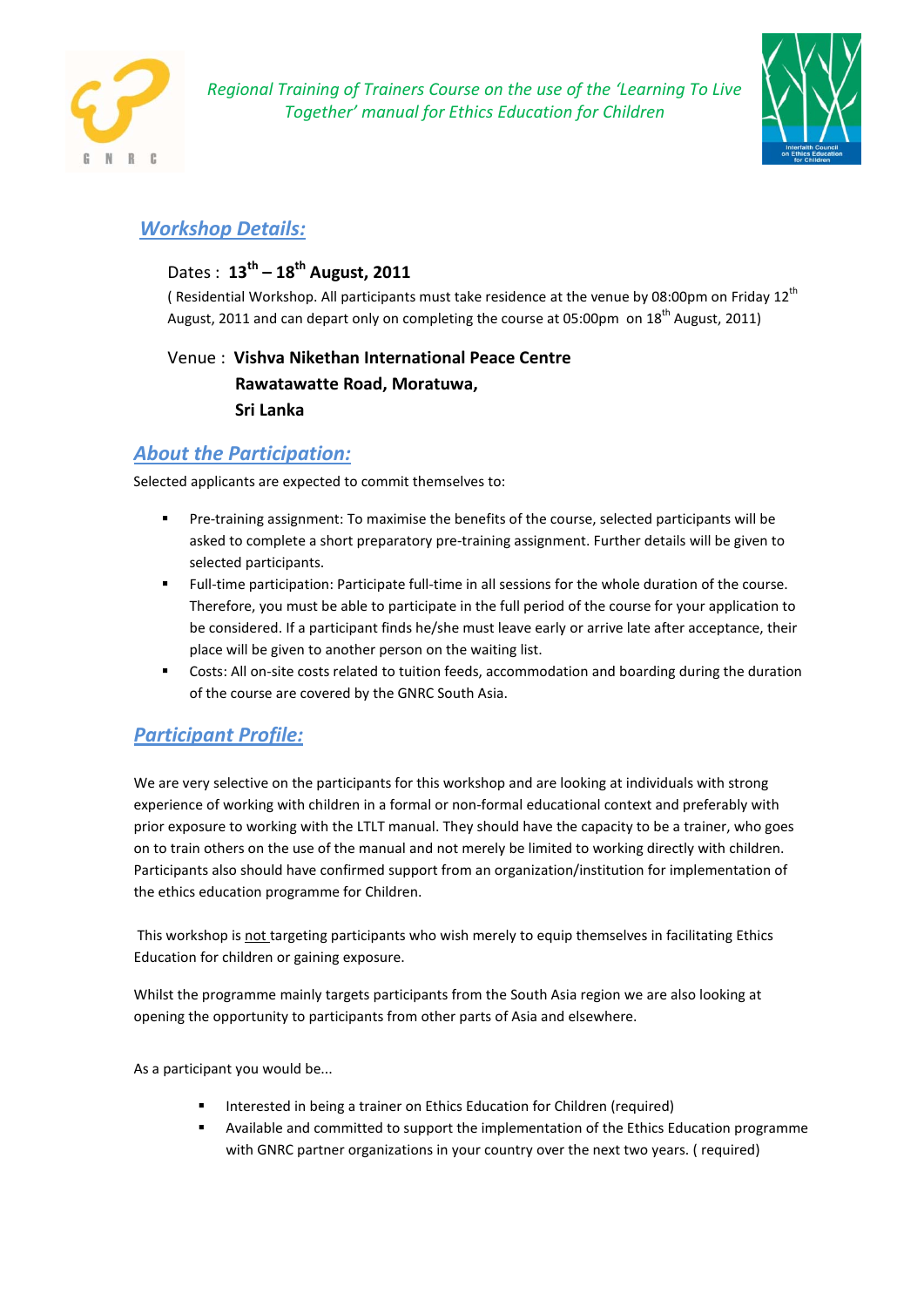*Regional Training of Trainers Course on the use of the 'Learning To Live Together' manual for Ethics Education for Children*

## Workshop Details:

Dates : **13th – 18th August, 2011**

( Residential Workshop. All participants must take residence at the venue by 08:00pm on Friday 12th August, 2011 and can depart only on completing the course at 05:00pm on 18th August, 2011)

Venue : **Vishva Nikethan International Peace Centre**
**Rawatawatte Road, Moratuwa,**
**Sri Lanka**

## About the Participation:

Selected applicants are expected to commit themselves to:

- Pre-training assignment: To maximise the benefits of the course, selected participants will be asked to complete a short preparatory pre-training assignment. Further details will be given to selected participants.
- Full-time participation: Participate full-time in all sessions for the whole duration of the course. Therefore, you must be able to participate in the full period of the course for your application to be considered. If a participant finds he/she must leave early or arrive late after acceptance, their place will be given to another person on the waiting list.
- Costs: All on-site costs related to tuition feeds, accommodation and boarding during the duration of the course are covered by the GNRC South Asia.

## Participant Profile:

We are very selective on the participants for this workshop and are looking at individuals with strong experience of working with children in a formal or non-formal educational context and preferably with prior exposure to working with the LTLT manual. They should have the capacity to be a trainer, who goes on to train others on the use of the manual and not merely be limited to working directly with children. Participants also should have confirmed support from an organization/institution for implementation of the ethics education programme for Children.

This workshop is not targeting participants who wish merely to equip themselves in facilitating Ethics Education for children or gaining exposure.

Whilst the programme mainly targets participants from the South Asia region we are also looking at opening the opportunity to participants from other parts of Asia and elsewhere.

As a participant you would be...

- Interested in being a trainer on Ethics Education for Children (required)
- Available and committed to support the implementation of the Ethics Education programme with GNRC partner organizations in your country over the next two years. ( required)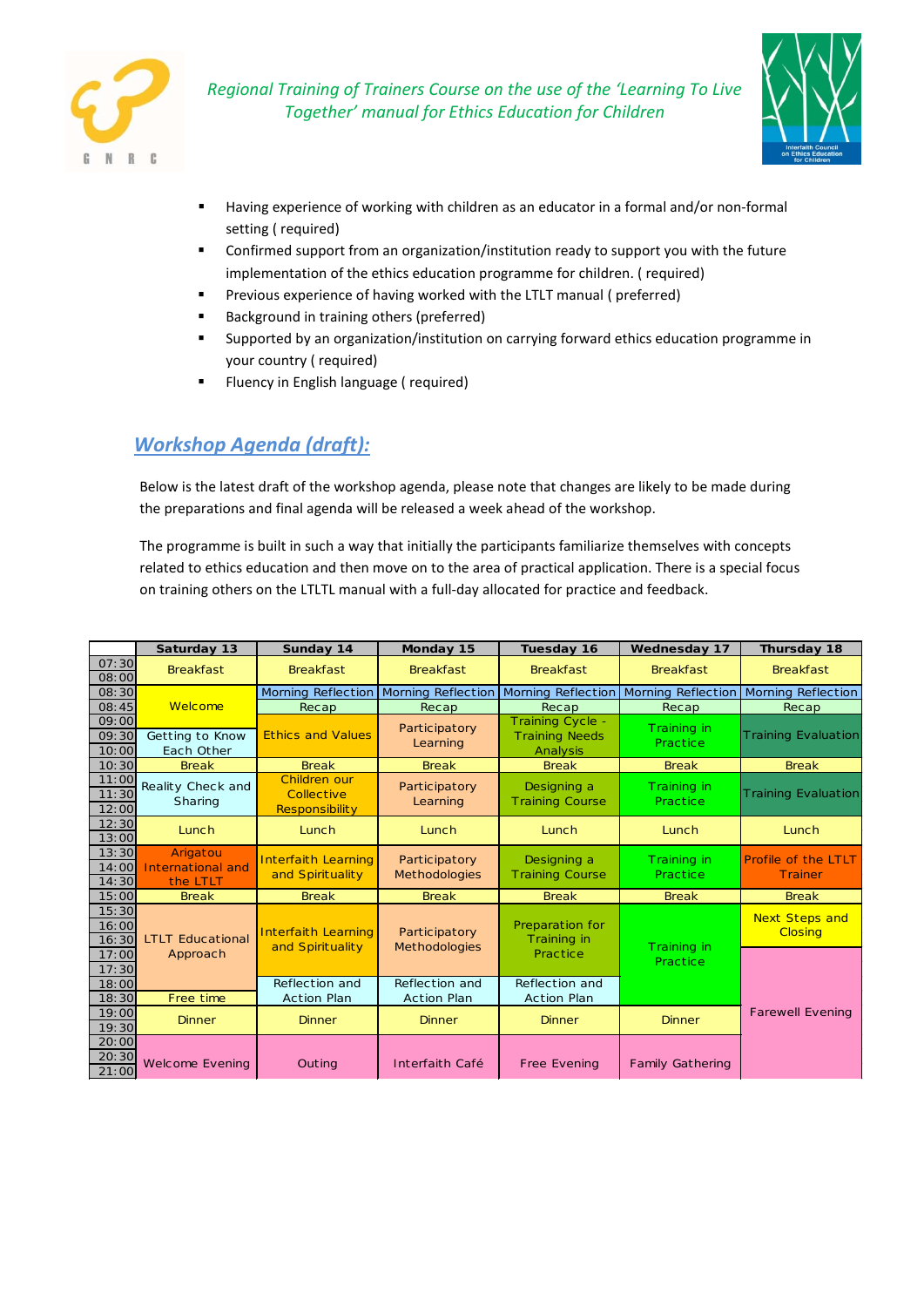- Having experience of working with children as an educator in a formal and/or non-formal setting ( required)
- Confirmed support from an organization/institution ready to support you with the future implementation of the ethics education programme for children. ( required)
- Previous experience of having worked with the LTLT manual ( preferred)
- Background in training others (preferred)
- Supported by an organization/institution on carrying forward ethics education programme in your country ( required)
- Fluency in English language ( required)

## *Workshop Agenda (draft):*

Below is the latest draft of the workshop agenda, please note that changes are likely to be made during the preparations and final agenda will be released a week ahead of the workshop.

The programme is built in such a way that initially the participants familiarize themselves with concepts related to ethics education and then move on to the area of practical application. There is a special focus on training others on the LTLTL manual with a full-day allocated for practice and feedback.

| | Saturday 13 | Sunday 14 | Monday 15 | Tuesday 16 | Wednesday 17 | Thursday 18 |
|---|---|---|---|---|---|---|
| 07:30–08:00 | Breakfast | Breakfast | Breakfast | Breakfast | Breakfast | Breakfast |
| 08:30 | Welcome | Morning Reflection | Morning Reflection | Morning Reflection | Morning Reflection | Morning Reflection |
| 08:45 | | Recap | Recap | Recap | Recap | Recap |
| 09:00–10:00 | Getting to Know Each Other | Ethics and Values | Participatory Learning | Training Cycle - Training Needs Analysis | Training in Practice | Training Evaluation |
| 10:30 | Break | Break | Break | Break | Break | Break |
| 11:00–12:00 | Reality Check and Sharing | Children our Collective Responsibility | Participatory Learning | Designing a Training Course | Training in Practice | Training Evaluation |
| 12:30–13:00 | Lunch | Lunch | Lunch | Lunch | Lunch | Lunch |
| 13:30–14:30 | Arigatou International and the LTLT | Interfaith Learning and Spirituality | Participatory Methodologies | Designing a Training Course | Training in Practice | Profile of the LTLT Trainer |
| 15:00 | Break | Break | Break | Break | Break | Break |
| 15:30–17:30 | LTLT Educational Approach | Interfaith Learning and Spirituality | Participatory Methodologies | Preparation for Training in Practice | Training in Practice | Next Steps and Closing |
| 18:00 | | Reflection and Action Plan | Reflection and Action Plan | Reflection and Action Plan | | Farewell Evening |
| 18:30 | Free time | | | | | |
| 19:00–19:30 | Dinner | Dinner | Dinner | Dinner | Dinner | |
| 20:00–21:00 | Welcome Evening | Outing | Interfaith Café | Free Evening | Family Gathering | |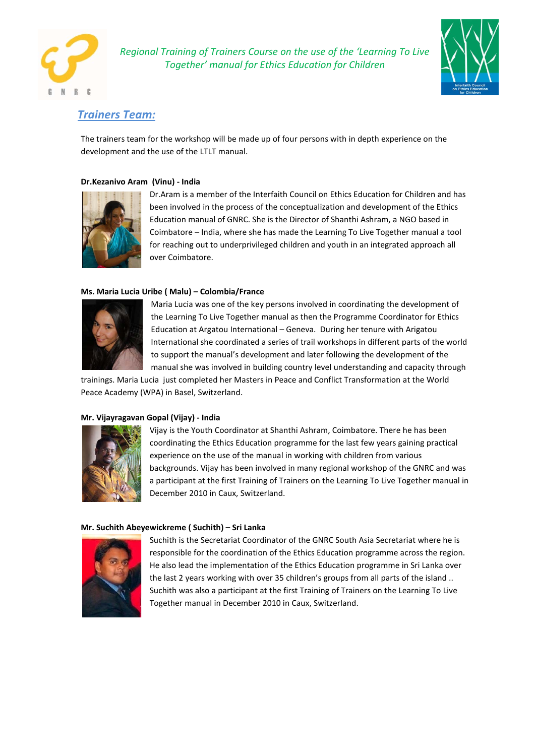## *Trainers Team:*

The trainers team for the workshop will be made up of four persons with in depth experience on the development and the use of the LTLT manual.

**Dr.Kezanivo Aram (Vinu) - India**

Dr.Aram is a member of the Interfaith Council on Ethics Education for Children and has been involved in the process of the conceptualization and development of the Ethics Education manual of GNRC. She is the Director of Shanthi Ashram, a NGO based in Coimbatore – India, where she has made the Learning To Live Together manual a tool for reaching out to underprivileged children and youth in an integrated approach all over Coimbatore.

**Ms. Maria Lucia Uribe ( Malu) – Colombia/France**

Maria Lucia was one of the key persons involved in coordinating the development of the Learning To Live Together manual as then the Programme Coordinator for Ethics Education at Argatou International – Geneva. During her tenure with Arigatou International she coordinated a series of trail workshops in different parts of the world to support the manual's development and later following the development of the manual she was involved in building country level understanding and capacity through trainings. Maria Lucia just completed her Masters in Peace and Conflict Transformation at the World Peace Academy (WPA) in Basel, Switzerland.

**Mr. Vijayragavan Gopal (Vijay) - India**

Vijay is the Youth Coordinator at Shanthi Ashram, Coimbatore. There he has been coordinating the Ethics Education programme for the last few years gaining practical experience on the use of the manual in working with children from various backgrounds. Vijay has been involved in many regional workshop of the GNRC and was a participant at the first Training of Trainers on the Learning To Live Together manual in December 2010 in Caux, Switzerland.

**Mr. Suchith Abeyewickreme ( Suchith) – Sri Lanka**

Suchith is the Secretariat Coordinator of the GNRC South Asia Secretariat where he is responsible for the coordination of the Ethics Education programme across the region. He also lead the implementation of the Ethics Education programme in Sri Lanka over the last 2 years working with over 35 children's groups from all parts of the island .. Suchith was also a participant at the first Training of Trainers on the Learning To Live Together manual in December 2010 in Caux, Switzerland.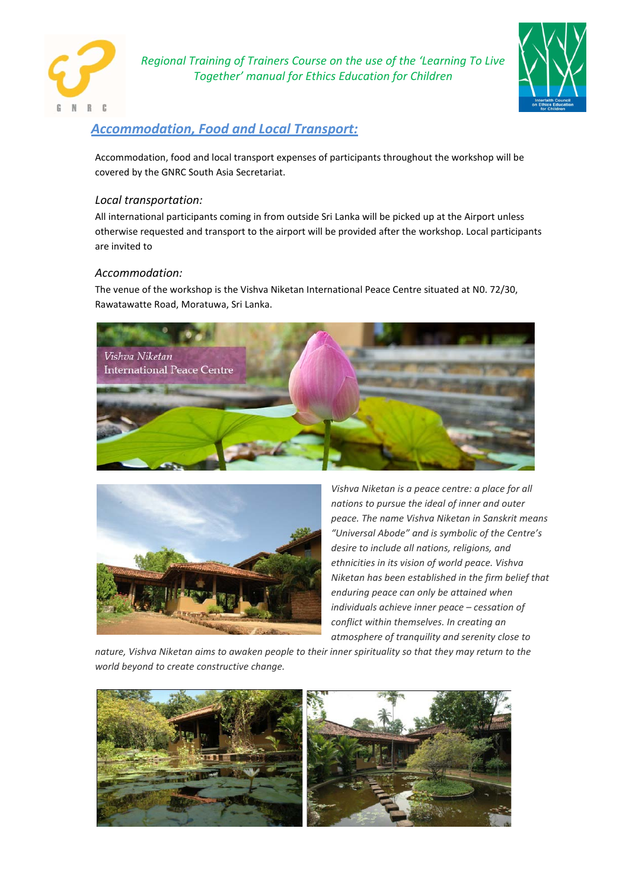## Accommodation, Food and Local Transport:

Accommodation, food and local transport expenses of participants throughout the workshop will be covered by the GNRC South Asia Secretariat.

### *Local transportation:*

All international participants coming in from outside Sri Lanka will be picked up at the Airport unless otherwise requested and transport to the airport will be provided after the workshop. Local participants are invited to

### *Accommodation:*

The venue of the workshop is the Vishva Niketan International Peace Centre situated at N0. 72/30, Rawatawatte Road, Moratuwa, Sri Lanka.

*Vishva Niketan is a peace centre: a place for all nations to pursue the ideal of inner and outer peace. The name Vishva Niketan in Sanskrit means "Universal Abode" and is symbolic of the Centre's desire to include all nations, religions, and ethnicities in its vision of world peace. Vishva Niketan has been established in the firm belief that enduring peace can only be attained when individuals achieve inner peace – cessation of conflict within themselves. In creating an atmosphere of tranquility and serenity close to nature, Vishva Niketan aims to awaken people to their inner spirituality so that they may return to the world beyond to create constructive change.*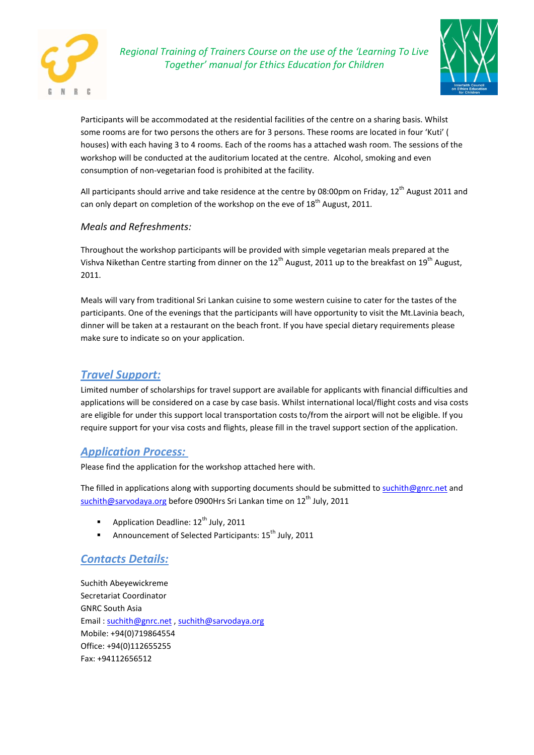Participants will be accommodated at the residential facilities of the centre on a sharing basis. Whilst some rooms are for two persons the others are for 3 persons. These rooms are located in four 'Kuti' ( houses) with each having 3 to 4 rooms. Each of the rooms has a attached wash room. The sessions of the workshop will be conducted at the auditorium located at the centre. Alcohol, smoking and even consumption of non-vegetarian food is prohibited at the facility.

All participants should arrive and take residence at the centre by 08:00pm on Friday, 12th August 2011 and can only depart on completion of the workshop on the eve of 18th August, 2011.

### *Meals and Refreshments:*

Throughout the workshop participants will be provided with simple vegetarian meals prepared at the Vishva Nikethan Centre starting from dinner on the 12th August, 2011 up to the breakfast on 19th August, 2011.

Meals will vary from traditional Sri Lankan cuisine to some western cuisine to cater for the tastes of the participants. One of the evenings that the participants will have opportunity to visit the Mt.Lavinia beach, dinner will be taken at a restaurant on the beach front. If you have special dietary requirements please make sure to indicate so on your application.

## *Travel Support:*

Limited number of scholarships for travel support are available for applicants with financial difficulties and applications will be considered on a case by case basis. Whilst international local/flight costs and visa costs are eligible for under this support local transportation costs to/from the airport will not be eligible. If you require support for your visa costs and flights, please fill in the travel support section of the application.

## *Application Process:*

Please find the application for the workshop attached here with.

The filled in applications along with supporting documents should be submitted to suchith@gnrc.net and suchith@sarvodaya.org before 0900Hrs Sri Lankan time on 12th July, 2011

- Application Deadline: 12th July, 2011
- Announcement of Selected Participants: 15th July, 2011

## *Contacts Details:*

Suchith Abeyewickreme
Secretariat Coordinator
GNRC South Asia
Email : suchith@gnrc.net , suchith@sarvodaya.org
Mobile: +94(0)719864554
Office: +94(0)112655255
Fax: +94112656512